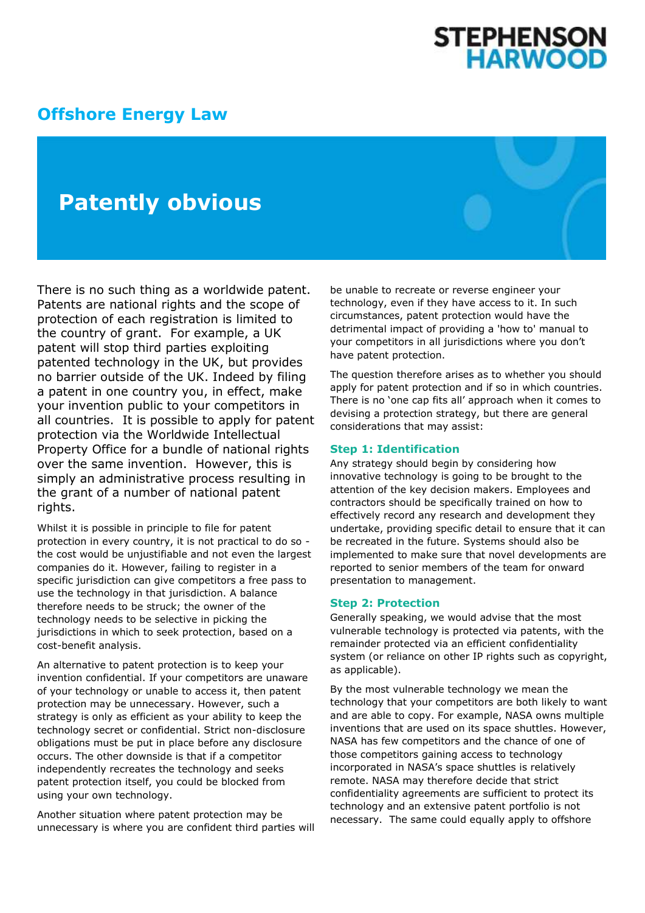# Offshore Energy Law

## Patently obvious

There is no such thing as a worldwide patent. Patents are national rights and the scope of protection of each registration is limited to the country of grant. For example, a UK patent will stop third parties exploiting patented technology in the UK, but provides no barrier outside of the UK. Indeed by filing a patent in one country you, in effect, make your invention public to your competitors in all countries. It is possible to apply for patent protection via the Worldwide Intellectual Property Office for a bundle of national rights over the same invention. However, this is simply an administrative process resulting in the grant of a number of national patent rights.

Whilst it is possible in principle to file for patent protection in every country, it is not practical to do so - the cost would be unjustifiable and not even the largest companies do it. However, failing to register in a specific jurisdiction can give competitors a free pass to use the technology in that jurisdiction. A balance therefore needs to be struck; the owner of the technology needs to be selective in picking the jurisdictions in which to seek protection, based on a cost-benefit analysis.

An alternative to patent protection is to keep your invention confidential. If your competitors are unaware of your technology or unable to access it, then patent protection may be unnecessary. However, such a strategy is only as efficient as your ability to keep the technology secret or confidential. Strict non-disclosure obligations must be put in place before any disclosure occurs. The other downside is that if a competitor independently recreates the technology and seeks patent protection itself, you could be blocked from using your own technology.

Another situation where patent protection may be unnecessary is where you are confident third parties will be unable to recreate or reverse engineer your technology, even if they have access to it. In such circumstances, patent protection would have the detrimental impact of providing a 'how to' manual to your competitors in all jurisdictions where you don't have patent protection.

The question therefore arises as to whether you should apply for patent protection and if so in which countries. There is no 'one cap fits all' approach when it comes to devising a protection strategy, but there are general considerations that may assist:

### Step 1: Identification

Any strategy should begin by considering how innovative technology is going to be brought to the attention of the key decision makers. Employees and contractors should be specifically trained on how to effectively record any research and development they undertake, providing specific detail to ensure that it can be recreated in the future. Systems should also be implemented to make sure that novel developments are reported to senior members of the team for onward presentation to management.

### Step 2: Protection

Generally speaking, we would advise that the most vulnerable technology is protected via patents, with the remainder protected via an efficient confidentiality system (or reliance on other IP rights such as copyright, as applicable).

By the most vulnerable technology we mean the technology that your competitors are both likely to want and are able to copy. For example, NASA owns multiple inventions that are used on its space shuttles. However, NASA has few competitors and the chance of one of those competitors gaining access to technology incorporated in NASA's space shuttles is relatively remote. NASA may therefore decide that strict confidentiality agreements are sufficient to protect its technology and an extensive patent portfolio is not necessary. The same could equally apply to offshore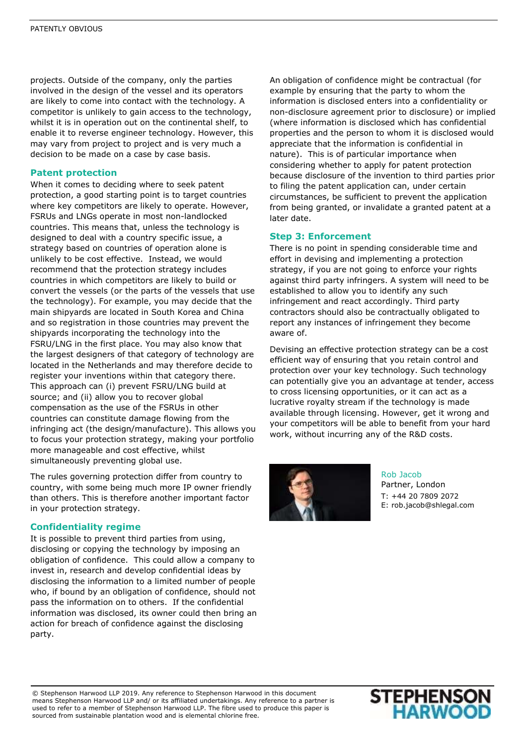projects. Outside of the company, only the parties involved in the design of the vessel and its operators are likely to come into contact with the technology. A competitor is unlikely to gain access to the technology, whilst it is in operation out on the continental shelf, to enable it to reverse engineer technology. However, this may vary from project to project and is very much a decision to be made on a case by case basis.

### Patent protection

When it comes to deciding where to seek patent protection, a good starting point is to target countries where key competitors are likely to operate. However, FSRUs and LNGs operate in most non-landlocked countries. This means that, unless the technology is designed to deal with a country specific issue, a strategy based on countries of operation alone is unlikely to be cost effective. Instead, we would recommend that the protection strategy includes countries in which competitors are likely to build or convert the vessels (or the parts of the vessels that use the technology). For example, you may decide that the main shipyards are located in South Korea and China and so registration in those countries may prevent the shipyards incorporating the technology into the FSRU/LNG in the first place. You may also know that the largest designers of that category of technology are located in the Netherlands and may therefore decide to register your inventions within that category there. This approach can (i) prevent FSRU/LNG build at source; and (ii) allow you to recover global compensation as the use of the FSRUs in other countries can constitute damage flowing from the infringing act (the design/manufacture). This allows you to focus your protection strategy, making your portfolio more manageable and cost effective, whilst simultaneously preventing global use.

The rules governing protection differ from country to country, with some being much more IP owner friendly than others. This is therefore another important factor in your protection strategy.

### Confidentiality regime

It is possible to prevent third parties from using, disclosing or copying the technology by imposing an obligation of confidence. This could allow a company to invest in, research and develop confidential ideas by disclosing the information to a limited number of people who, if bound by an obligation of confidence, should not pass the information on to others. If the confidential information was disclosed, its owner could then bring an action for breach of confidence against the disclosing party.

An obligation of confidence might be contractual (for example by ensuring that the party to whom the information is disclosed enters into a confidentiality or non-disclosure agreement prior to disclosure) or implied (where information is disclosed which has confidential properties and the person to whom it is disclosed would appreciate that the information is confidential in nature). This is of particular importance when considering whether to apply for patent protection because disclosure of the invention to third parties prior to filing the patent application can, under certain circumstances, be sufficient to prevent the application from being granted, or invalidate a granted patent at a later date.

### Step 3: Enforcement

There is no point in spending considerable time and effort in devising and implementing a protection strategy, if you are not going to enforce your rights against third party infringers. A system will need to be established to allow you to identify any such infringement and react accordingly. Third party contractors should also be contractually obligated to report any instances of infringement they become aware of.

Devising an effective protection strategy can be a cost efficient way of ensuring that you retain control and protection over your key technology. Such technology can potentially give you an advantage at tender, access to cross licensing opportunities, or it can act as a lucrative royalty stream if the technology is made available through licensing. However, get it wrong and your competitors will be able to benefit from your hard work, without incurring any of the R&D costs.

Rob Jacob
Partner, London
T: +44 20 7809 2072
E: rob.jacob@shlegal.com

© Stephenson Harwood LLP 2019. Any reference to Stephenson Harwood in this document means Stephenson Harwood LLP and/ or its affiliated undertakings. Any reference to a partner is used to refer to a member of Stephenson Harwood LLP. The fibre used to produce this paper is sourced from sustainable plantation wood and is elemental chlorine free.

STEPHENSON HARWOOD